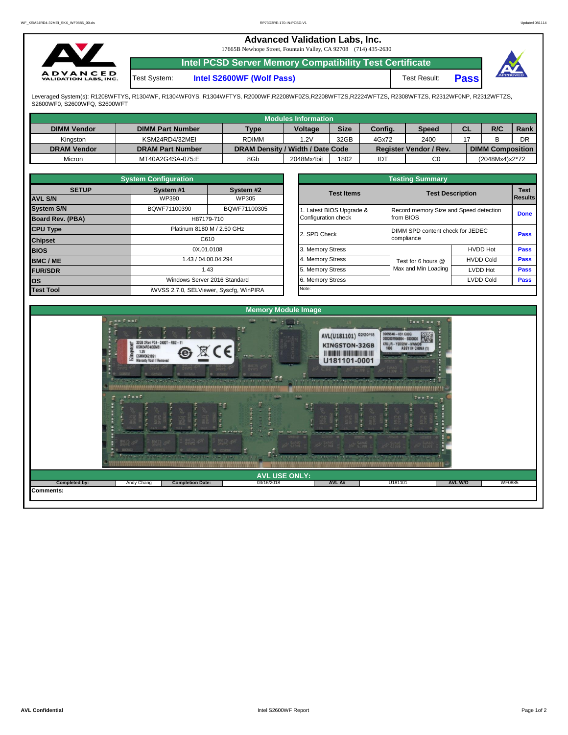# Advanced Validation Labs, Inc.

17665B Newhope Street, Fountain Valley, CA 92708 (714) 435-2630

## Intel PCSD Server Memory Compatibility Test Certificate

Test System: **Intel S2600WF (Wolf Pass)** Test Result: **Pass**

Leveraged System(s): R1208WFTYS, R1304WF, R1304WF0YS, R1304WFTYS, R2000WF,R2208WF0ZS,R2208WFTZS,R2224WFTZS, R2308WFTZS, R2312WF0NP, R2312WFTZS, S2600WF0, S2600WFQ, S2600WFT

### Modules Information

| DIMM Vendor | DIMM Part Number | Type | Voltage | Size | Config. | Speed | CL | R/C | Rank |
|---|---|---|---|---|---|---|---|---|---|
| Kingston | KSM24RD4/32MEI | RDIMM | 1.2V | 32GB | 4Gx72 | 2400 | 17 | B | DR |
| **DRAM Vendor** | **DRAM Part Number** | **DRAM Density / Width / Date Code** | | | **Register Vendor / Rev.** | | **DIMM Composition** | | |
| Micron | MT40A2G4SA-075:E | 8Gb | 2048Mx4bit | 1802 | IDT | C0 | (2048Mx4)x2*72 | | |

### System Configuration

| SETUP | System #1 | System #2 |
|---|---|---|
| AVL S/N | WP390 | WP305 |
| System S/N | BQWF71100390 | BQWF71100305 |
| Board Rev. (PBA) | H87179-710 | |
| CPU Type | Platinum 8180 M / 2.50 GHz | |
| Chipset | C610 | |
| BIOS | 0X.01.0108 | |
| BMC / ME | 1.43 / 04.00.04.294 | |
| FUR/SDR | 1.43 | |
| OS | Windows Server 2016 Standard | |
| Test Tool | iWVSS 2.7.0, SELViewer, Syscfg, WinPIRA | |

### Testing Summary

| Test Items | Test Description | | Test Results |
|---|---|---|---|
| 1. Latest BIOS Upgrade & Configuration check | Record memory Size and Speed detection from BIOS | | Done |
| 2. SPD Check | DIMM SPD content check for JEDEC compliance | | Pass |
| 3. Memory Stress | Test for 6 hours @ Max and Min Loading | HVDD Hot | Pass |
| 4. Memory Stress | | HVDD Cold | Pass |
| 5. Memory Stress | | LVDD Hot | Pass |
| 6. Memory Stress | | LVDD Cold | Pass |
| Note: | | | |

### Memory Module Image

### AVL USE ONLY:

| Completed by: | Andy Chang | Completion Date: | 03/16/2018 | AVL A# | U181101 | AVL W/O | WF0885 |
|---|---|---|---|---|---|---|---|

**Comments:**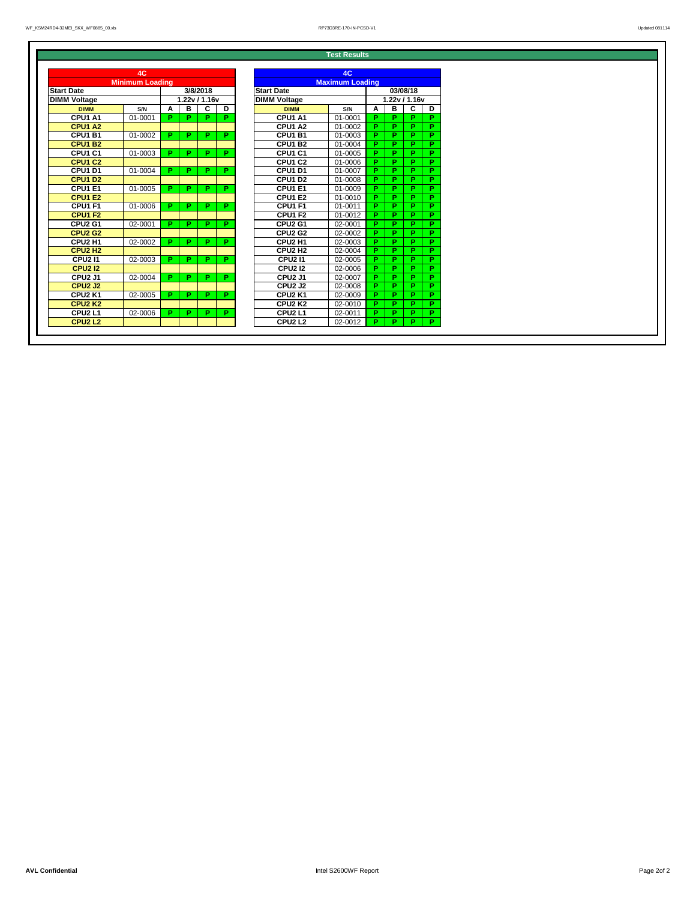## Test Results

| 4C Minimum Loading | | | | | |
|---|---|---|---|---|---|
| Start Date | | 3/8/2018 | | | |
| DIMM Voltage | | 1.22v / 1.16v | | | |
| DIMM | S/N | A | B | C | D |
| CPU1 A1 | 01-0001 | P | P | P | P |
| CPU1 A2 | | | | | |
| CPU1 B1 | 01-0002 | P | P | P | P |
| CPU1 B2 | | | | | |
| CPU1 C1 | 01-0003 | P | P | P | P |
| CPU1 C2 | | | | | |
| CPU1 D1 | 01-0004 | P | P | P | P |
| CPU1 D2 | | | | | |
| CPU1 E1 | 01-0005 | P | P | P | P |
| CPU1 E2 | | | | | |
| CPU1 F1 | 01-0006 | P | P | P | P |
| CPU1 F2 | | | | | |
| CPU2 G1 | 02-0001 | P | P | P | P |
| CPU2 G2 | | | | | |
| CPU2 H1 | 02-0002 | P | P | P | P |
| CPU2 H2 | | | | | |
| CPU2 I1 | 02-0003 | P | P | P | P |
| CPU2 I2 | | | | | |
| CPU2 J1 | 02-0004 | P | P | P | P |
| CPU2 J2 | | | | | |
| CPU2 K1 | 02-0005 | P | P | P | P |
| CPU2 K2 | | | | | |
| CPU2 L1 | 02-0006 | P | P | P | P |
| CPU2 L2 | | | | | |

| 4C Maximum Loading | | | | | |
|---|---|---|---|---|---|
| Start Date | | 03/08/18 | | | |
| DIMM Voltage | | 1.22v / 1.16v | | | |
| DIMM | S/N | A | B | C | D |
| CPU1 A1 | 01-0001 | P | P | P | P |
| CPU1 A2 | 01-0002 | P | P | P | P |
| CPU1 B1 | 01-0003 | P | P | P | P |
| CPU1 B2 | 01-0004 | P | P | P | P |
| CPU1 C1 | 01-0005 | P | P | P | P |
| CPU1 C2 | 01-0006 | P | P | P | P |
| CPU1 D1 | 01-0007 | P | P | P | P |
| CPU1 D2 | 01-0008 | P | P | P | P |
| CPU1 E1 | 01-0009 | P | P | P | P |
| CPU1 E2 | 01-0010 | P | P | P | P |
| CPU1 F1 | 01-0011 | P | P | P | P |
| CPU1 F2 | 01-0012 | P | P | P | P |
| CPU2 G1 | 02-0001 | P | P | P | P |
| CPU2 G2 | 02-0002 | P | P | P | P |
| CPU2 H1 | 02-0003 | P | P | P | P |
| CPU2 H2 | 02-0004 | P | P | P | P |
| CPU2 I1 | 02-0005 | P | P | P | P |
| CPU2 I2 | 02-0006 | P | P | P | P |
| CPU2 J1 | 02-0007 | P | P | P | P |
| CPU2 J2 | 02-0008 | P | P | P | P |
| CPU2 K1 | 02-0009 | P | P | P | P |
| CPU2 K2 | 02-0010 | P | P | P | P |
| CPU2 L1 | 02-0011 | P | P | P | P |
| CPU2 L2 | 02-0012 | P | P | P | P |